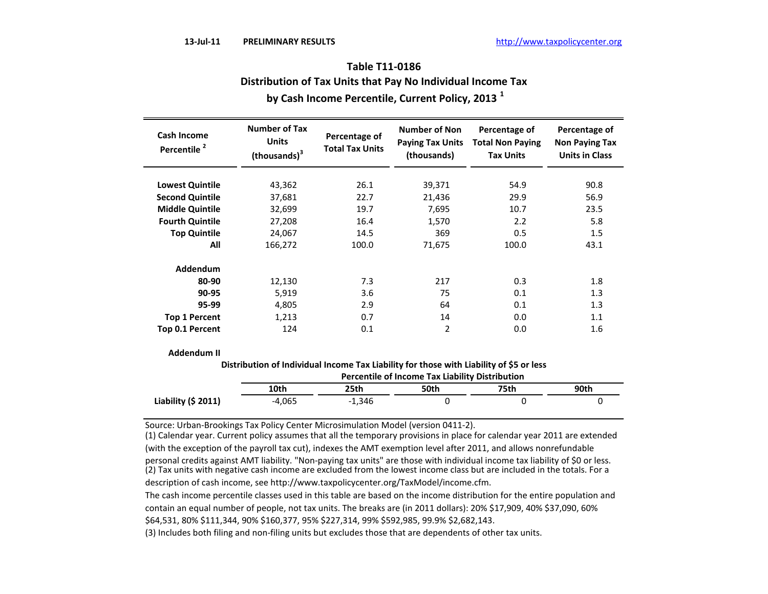13-Jul-11 PRELIMINARY RESULTS http://www.taxpolicycenter.org

## Table T11-0186
## Distribution of Tax Units that Pay No Individual Income Tax by Cash Income Percentile, Current Policy, 2013 [1]

| Cash Income Percentile [2] | Number of Tax Units (thousands)[3] | Percentage of Total Tax Units | Number of Non Paying Tax Units (thousands) | Percentage of Total Non Paying Tax Units | Percentage of Non Paying Tax Units in Class |
|---|---|---|---|---|---|
| **Lowest Quintile** | 43,362 | 26.1 | 39,371 | 54.9 | 90.8 |
| **Second Quintile** | 37,681 | 22.7 | 21,436 | 29.9 | 56.9 |
| **Middle Quintile** | 32,699 | 19.7 | 7,695 | 10.7 | 23.5 |
| **Fourth Quintile** | 27,208 | 16.4 | 1,570 | 2.2 | 5.8 |
| **Top Quintile** | 24,067 | 14.5 | 369 | 0.5 | 1.5 |
| **All** | 166,272 | 100.0 | 71,675 | 100.0 | 43.1 |
| **Addendum** | | | | | |
| **80-90** | 12,130 | 7.3 | 217 | 0.3 | 1.8 |
| **90-95** | 5,919 | 3.6 | 75 | 0.1 | 1.3 |
| **95-99** | 4,805 | 2.9 | 64 | 0.1 | 1.3 |
| **Top 1 Percent** | 1,213 | 0.7 | 14 | 0.0 | 1.1 |
| **Top 0.1 Percent** | 124 | 0.1 | 2 | 0.0 | 1.6 |

**Addendum II**

**Distribution of Individual Income Tax Liability for those with Liability of $5 or less**

| | Percentile of Income Tax Liability Distribution | | | | |
|---|---|---|---|---|---|
| | **10th** | **25th** | **50th** | **75th** | **90th** |
| **Liability ($ 2011)** | -4,065 | -1,346 | 0 | 0 | 0 |

Source: Urban-Brookings Tax Policy Center Microsimulation Model (version 0411-2).

(1) Calendar year. Current policy assumes that all the temporary provisions in place for calendar year 2011 are extended (with the exception of the payroll tax cut), indexes the AMT exemption level after 2011, and allows nonrefundable personal credits against AMT liability. "Non-paying tax units" are those with individual income tax liability of $0 or less.

(2) Tax units with negative cash income are excluded from the lowest income class but are included in the totals. For a description of cash income, see http://www.taxpolicycenter.org/TaxModel/income.cfm.

The cash income percentile classes used in this table are based on the income distribution for the entire population and contain an equal number of people, not tax units. The breaks are (in 2011 dollars): 20% $17,909, 40% $37,090, 60% $64,531, 80% $111,344, 90% $160,377, 95% $227,314, 99% $592,985, 99.9% $2,682,143.

(3) Includes both filing and non-filing units but excludes those that are dependents of other tax units.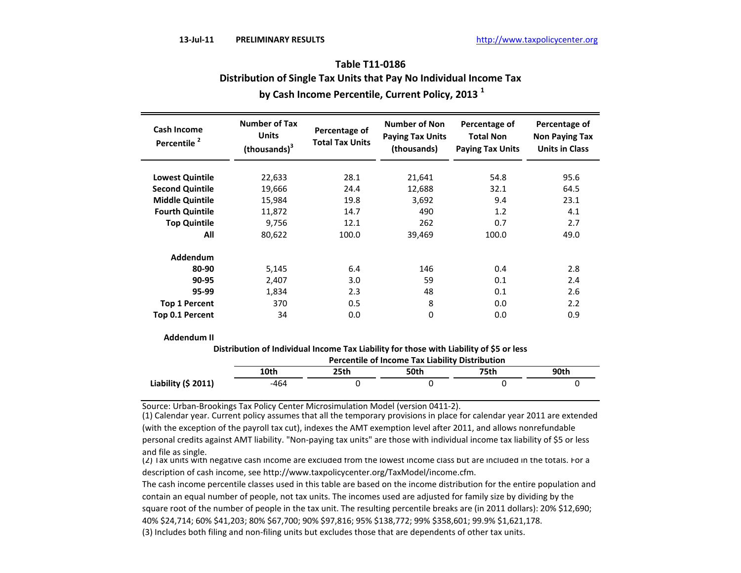13-Jul-11 PRELIMINARY RESULTS http://www.taxpolicycenter.org

## Table T11-0186
## Distribution of Single Tax Units that Pay No Individual Income Tax
## by Cash Income Percentile, Current Policy, 2013 [1]

| Cash Income Percentile [2] | Number of Tax Units (thousands)[3] | Percentage of Total Tax Units | Number of Non Paying Tax Units (thousands) | Percentage of Total Non Paying Tax Units | Percentage of Non Paying Tax Units in Class |
|---|---|---|---|---|---|
| **Lowest Quintile** | 22,633 | 28.1 | 21,641 | 54.8 | 95.6 |
| **Second Quintile** | 19,666 | 24.4 | 12,688 | 32.1 | 64.5 |
| **Middle Quintile** | 15,984 | 19.8 | 3,692 | 9.4 | 23.1 |
| **Fourth Quintile** | 11,872 | 14.7 | 490 | 1.2 | 4.1 |
| **Top Quintile** | 9,756 | 12.1 | 262 | 0.7 | 2.7 |
| **All** | 80,622 | 100.0 | 39,469 | 100.0 | 49.0 |
| **Addendum** | | | | | |
| **80-90** | 5,145 | 6.4 | 146 | 0.4 | 2.8 |
| **90-95** | 2,407 | 3.0 | 59 | 0.1 | 2.4 |
| **95-99** | 1,834 | 2.3 | 48 | 0.1 | 2.6 |
| **Top 1 Percent** | 370 | 0.5 | 8 | 0.0 | 2.2 |
| **Top 0.1 Percent** | 34 | 0.0 | 0 | 0.0 | 0.9 |

**Addendum II**

**Distribution of Individual Income Tax Liability for those with Liability of $5 or less**

| | Percentile of Income Tax Liability Distribution | | | | |
|---|---|---|---|---|---|
| | **10th** | **25th** | **50th** | **75th** | **90th** |
| **Liability ($ 2011)** | -464 | 0 | 0 | 0 | 0 |

Source: Urban-Brookings Tax Policy Center Microsimulation Model (version 0411-2).

(1) Calendar year. Current policy assumes that all the temporary provisions in place for calendar year 2011 are extended (with the exception of the payroll tax cut), indexes the AMT exemption level after 2011, and allows nonrefundable personal credits against AMT liability. "Non-paying tax units" are those with individual income tax liability of $5 or less and file as single.

(2) Tax units with negative cash income are excluded from the lowest income class but are included in the totals. For a description of cash income, see http://www.taxpolicycenter.org/TaxModel/income.cfm.

The cash income percentile classes used in this table are based on the income distribution for the entire population and contain an equal number of people, not tax units. The incomes used are adjusted for family size by dividing by the square root of the number of people in the tax unit. The resulting percentile breaks are (in 2011 dollars): 20% $12,690; 40% $24,714; 60% $41,203; 80% $67,700; 90% $97,816; 95% $138,772; 99% $358,601; 99.9% $1,621,178.

(3) Includes both filing and non-filing units but excludes those that are dependents of other tax units.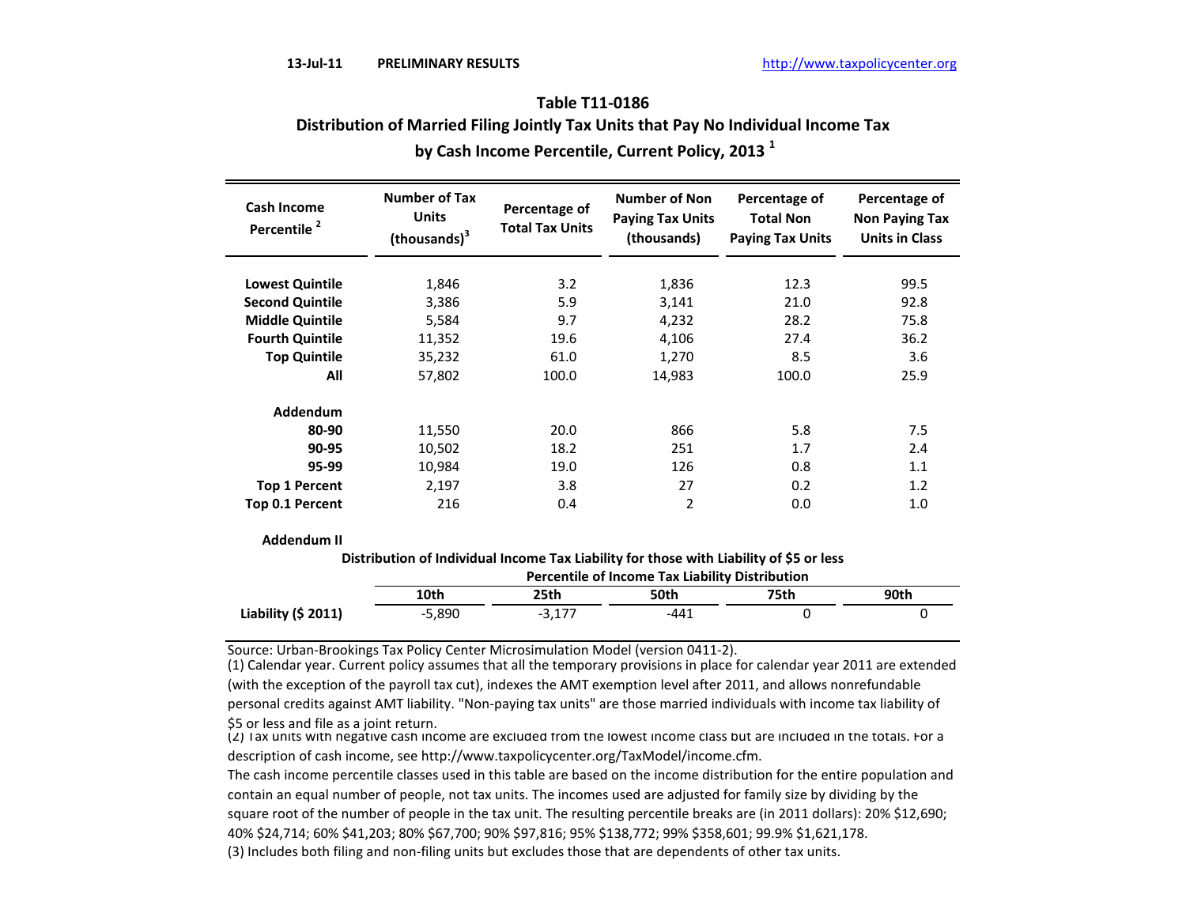13-Jul-11 **PRELIMINARY RESULTS** http://www.taxpolicycenter.org

## Table T11-0186
## Distribution of Married Filing Jointly Tax Units that Pay No Individual Income Tax by Cash Income Percentile, Current Policy, 2013 [1]

| Cash Income Percentile [2] | Number of Tax Units (thousands)[3] | Percentage of Total Tax Units | Number of Non Paying Tax Units (thousands) | Percentage of Total Non Paying Tax Units | Percentage of Non Paying Tax Units in Class |
|---|---|---|---|---|---|
| **Lowest Quintile** | 1,846 | 3.2 | 1,836 | 12.3 | 99.5 |
| **Second Quintile** | 3,386 | 5.9 | 3,141 | 21.0 | 92.8 |
| **Middle Quintile** | 5,584 | 9.7 | 4,232 | 28.2 | 75.8 |
| **Fourth Quintile** | 11,352 | 19.6 | 4,106 | 27.4 | 36.2 |
| **Top Quintile** | 35,232 | 61.0 | 1,270 | 8.5 | 3.6 |
| **All** | 57,802 | 100.0 | 14,983 | 100.0 | 25.9 |
| **Addendum** | | | | | |
| **80-90** | 11,550 | 20.0 | 866 | 5.8 | 7.5 |
| **90-95** | 10,502 | 18.2 | 251 | 1.7 | 2.4 |
| **95-99** | 10,984 | 19.0 | 126 | 0.8 | 1.1 |
| **Top 1 Percent** | 2,197 | 3.8 | 27 | 0.2 | 1.2 |
| **Top 0.1 Percent** | 216 | 0.4 | 2 | 0.0 | 1.0 |

**Addendum II**

**Distribution of Individual Income Tax Liability for those with Liability of $5 or less**

| | Percentile of Income Tax Liability Distribution | | | | |
|---|---|---|---|---|---|
| | **10th** | **25th** | **50th** | **75th** | **90th** |
| **Liability ($ 2011)** | -5,890 | -3,177 | -441 | 0 | 0 |

Source: Urban-Brookings Tax Policy Center Microsimulation Model (version 0411-2).

(1) Calendar year. Current policy assumes that all the temporary provisions in place for calendar year 2011 are extended (with the exception of the payroll tax cut), indexes the AMT exemption level after 2011, and allows nonrefundable personal credits against AMT liability. "Non-paying tax units" are those married individuals with income tax liability of $5 or less and file as a joint return.

(2) Tax units with negative cash income are excluded from the lowest income class but are included in the totals. For a description of cash income, see http://www.taxpolicycenter.org/TaxModel/income.cfm.

The cash income percentile classes used in this table are based on the income distribution for the entire population and contain an equal number of people, not tax units. The incomes used are adjusted for family size by dividing by the square root of the number of people in the tax unit. The resulting percentile breaks are (in 2011 dollars): 20% $12,690; 40% $24,714; 60% $41,203; 80% $67,700; 90% $97,816; 95% $138,772; 99% $358,601; 99.9% $1,621,178.

(3) Includes both filing and non-filing units but excludes those that are dependents of other tax units.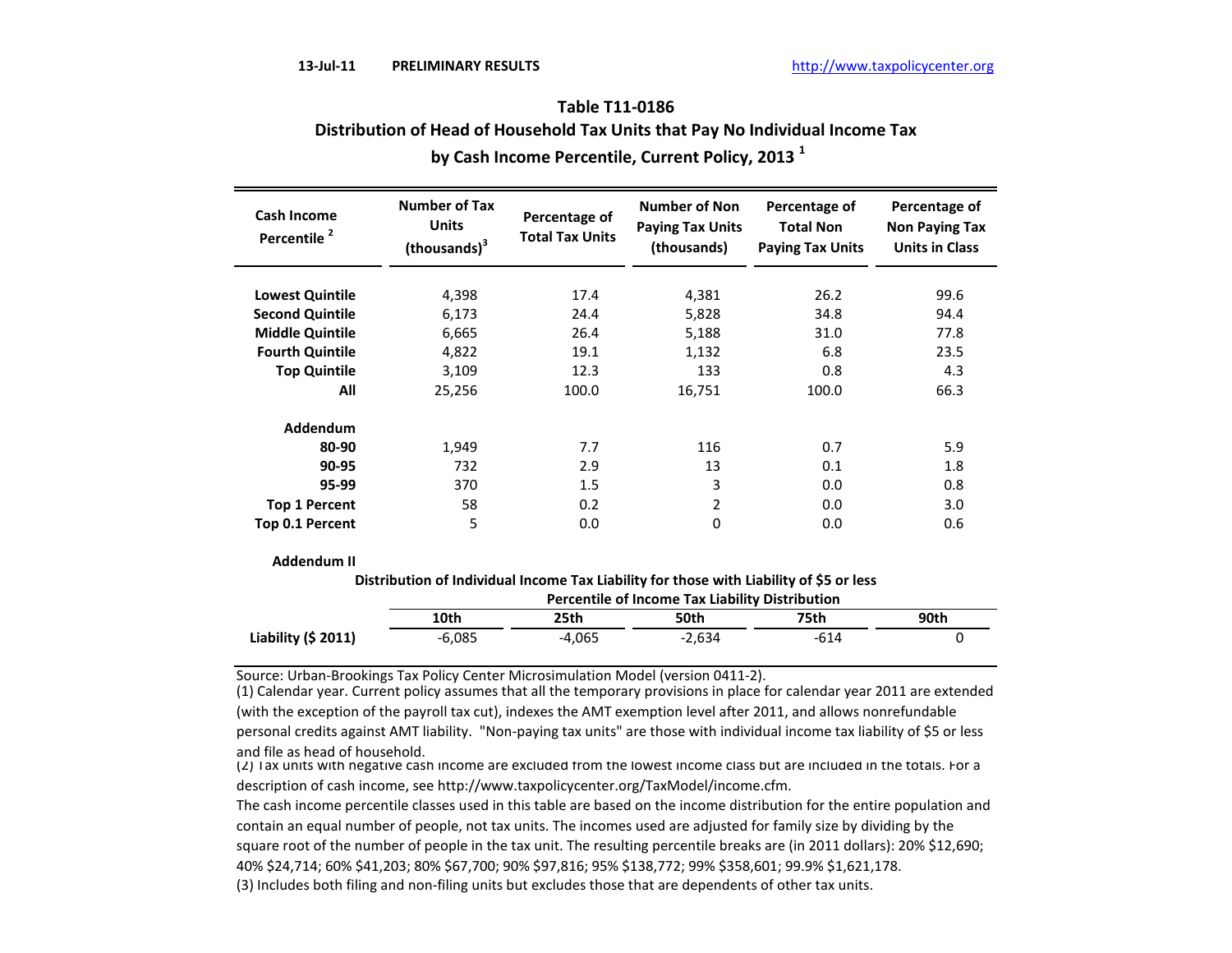13-Jul-11 PRELIMINARY RESULTS http://www.taxpolicycenter.org

## Table T11-0186
## Distribution of Head of Household Tax Units that Pay No Individual Income Tax by Cash Income Percentile, Current Policy, 2013 [1]

| Cash Income Percentile [2] | Number of Tax Units (thousands)[3] | Percentage of Total Tax Units | Number of Non Paying Tax Units (thousands) | Percentage of Total Non Paying Tax Units | Percentage of Non Paying Tax Units in Class |
|---|---|---|---|---|---|
| **Lowest Quintile** | 4,398 | 17.4 | 4,381 | 26.2 | 99.6 |
| **Second Quintile** | 6,173 | 24.4 | 5,828 | 34.8 | 94.4 |
| **Middle Quintile** | 6,665 | 26.4 | 5,188 | 31.0 | 77.8 |
| **Fourth Quintile** | 4,822 | 19.1 | 1,132 | 6.8 | 23.5 |
| **Top Quintile** | 3,109 | 12.3 | 133 | 0.8 | 4.3 |
| **All** | 25,256 | 100.0 | 16,751 | 100.0 | 66.3 |
| **Addendum** | | | | | |
| **80-90** | 1,949 | 7.7 | 116 | 0.7 | 5.9 |
| **90-95** | 732 | 2.9 | 13 | 0.1 | 1.8 |
| **95-99** | 370 | 1.5 | 3 | 0.0 | 0.8 |
| **Top 1 Percent** | 58 | 0.2 | 2 | 0.0 | 3.0 |
| **Top 0.1 Percent** | 5 | 0.0 | 0 | 0.0 | 0.6 |

**Addendum II**

**Distribution of Individual Income Tax Liability for those with Liability of $5 or less**

| | Percentile of Income Tax Liability Distribution | | | | |
|---|---|---|---|---|---|
| | **10th** | **25th** | **50th** | **75th** | **90th** |
| **Liability ($ 2011)** | -6,085 | -4,065 | -2,634 | -614 | 0 |

Source: Urban-Brookings Tax Policy Center Microsimulation Model (version 0411-2).

(1) Calendar year. Current policy assumes that all the temporary provisions in place for calendar year 2011 are extended (with the exception of the payroll tax cut), indexes the AMT exemption level after 2011, and allows nonrefundable personal credits against AMT liability. "Non-paying tax units" are those with individual income tax liability of $5 or less and file as head of household.

(2) Tax units with negative cash income are excluded from the lowest income class but are included in the totals. For a description of cash income, see http://www.taxpolicycenter.org/TaxModel/income.cfm.

The cash income percentile classes used in this table are based on the income distribution for the entire population and contain an equal number of people, not tax units. The incomes used are adjusted for family size by dividing by the square root of the number of people in the tax unit. The resulting percentile breaks are (in 2011 dollars): 20% $12,690; 40% $24,714; 60% $41,203; 80% $67,700; 90% $97,816; 95% $138,772; 99% $358,601; 99.9% $1,621,178.

(3) Includes both filing and non-filing units but excludes those that are dependents of other tax units.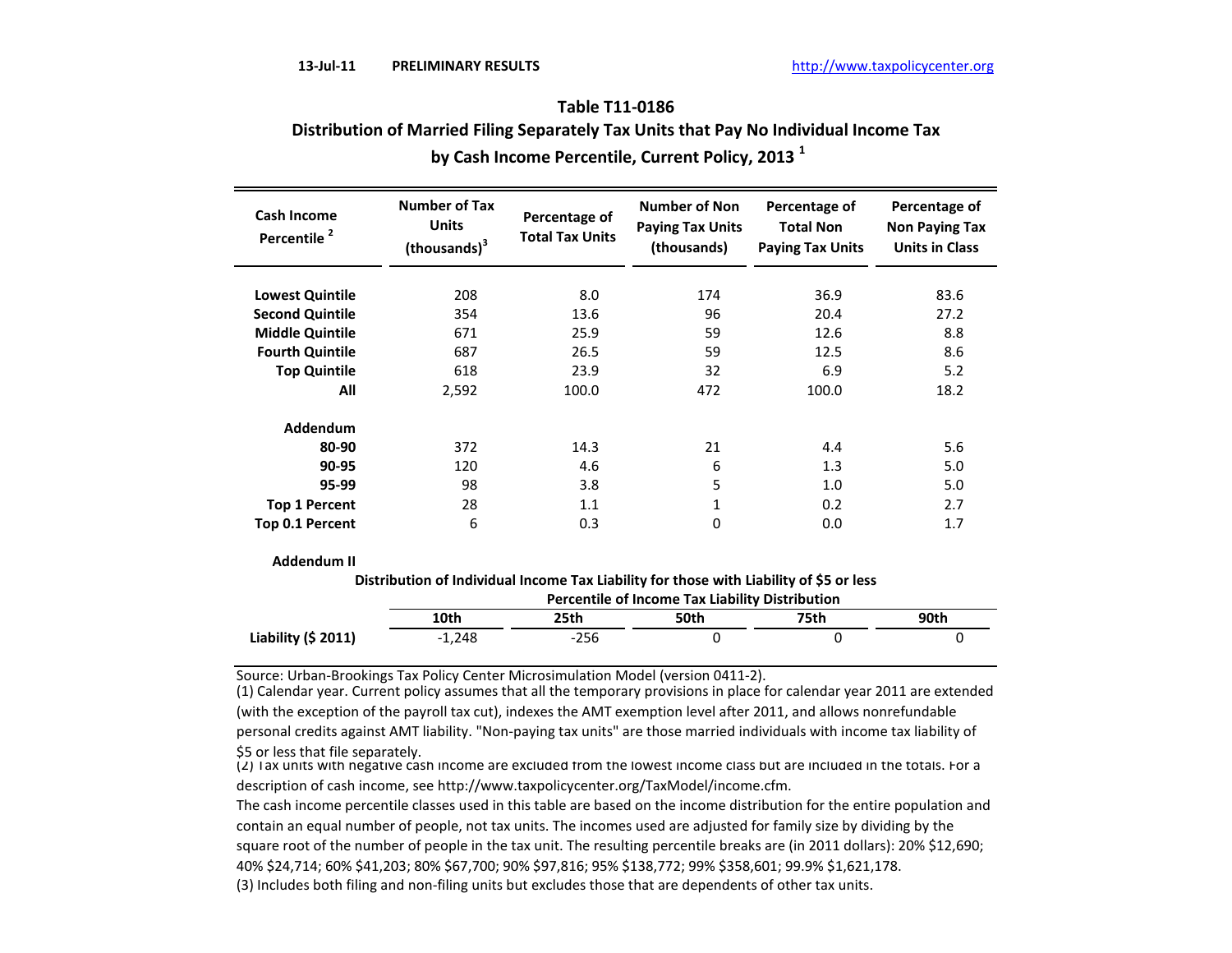13-Jul-11 **PRELIMINARY RESULTS** http://www.taxpolicycenter.org

## Table T11-0186

### Distribution of Married Filing Separately Tax Units that Pay No Individual Income Tax by Cash Income Percentile, Current Policy, 2013 [1]

| Cash Income Percentile [2] | Number of Tax Units (thousands)[3] | Percentage of Total Tax Units | Number of Non Paying Tax Units (thousands) | Percentage of Total Non Paying Tax Units | Percentage of Non Paying Tax Units in Class |
|---|---|---|---|---|---|
| **Lowest Quintile** | 208 | 8.0 | 174 | 36.9 | 83.6 |
| **Second Quintile** | 354 | 13.6 | 96 | 20.4 | 27.2 |
| **Middle Quintile** | 671 | 25.9 | 59 | 12.6 | 8.8 |
| **Fourth Quintile** | 687 | 26.5 | 59 | 12.5 | 8.6 |
| **Top Quintile** | 618 | 23.9 | 32 | 6.9 | 5.2 |
| **All** | 2,592 | 100.0 | 472 | 100.0 | 18.2 |
| **Addendum** | | | | | |
| **80-90** | 372 | 14.3 | 21 | 4.4 | 5.6 |
| **90-95** | 120 | 4.6 | 6 | 1.3 | 5.0 |
| **95-99** | 98 | 3.8 | 5 | 1.0 | 5.0 |
| **Top 1 Percent** | 28 | 1.1 | 1 | 0.2 | 2.7 |
| **Top 0.1 Percent** | 6 | 0.3 | 0 | 0.0 | 1.7 |

**Addendum II**

**Distribution of Individual Income Tax Liability for those with Liability of $5 or less**

| | Percentile of Income Tax Liability Distribution | | | | |
|---|---|---|---|---|---|
| | **10th** | **25th** | **50th** | **75th** | **90th** |
| **Liability ($ 2011)** | -1,248 | -256 | 0 | 0 | 0 |

Source: Urban-Brookings Tax Policy Center Microsimulation Model (version 0411-2).

(1) Calendar year. Current policy assumes that all the temporary provisions in place for calendar year 2011 are extended (with the exception of the payroll tax cut), indexes the AMT exemption level after 2011, and allows nonrefundable personal credits against AMT liability. "Non-paying tax units" are those married individuals with income tax liability of $5 or less that file separately.

(2) Tax units with negative cash income are excluded from the lowest income class but are included in the totals. For a description of cash income, see http://www.taxpolicycenter.org/TaxModel/income.cfm.

The cash income percentile classes used in this table are based on the income distribution for the entire population and contain an equal number of people, not tax units. The incomes used are adjusted for family size by dividing by the square root of the number of people in the tax unit. The resulting percentile breaks are (in 2011 dollars): 20% $12,690; 40% $24,714; 60% $41,203; 80% $67,700; 90% $97,816; 95% $138,772; 99% $358,601; 99.9% $1,621,178.

(3) Includes both filing and non-filing units but excludes those that are dependents of other tax units.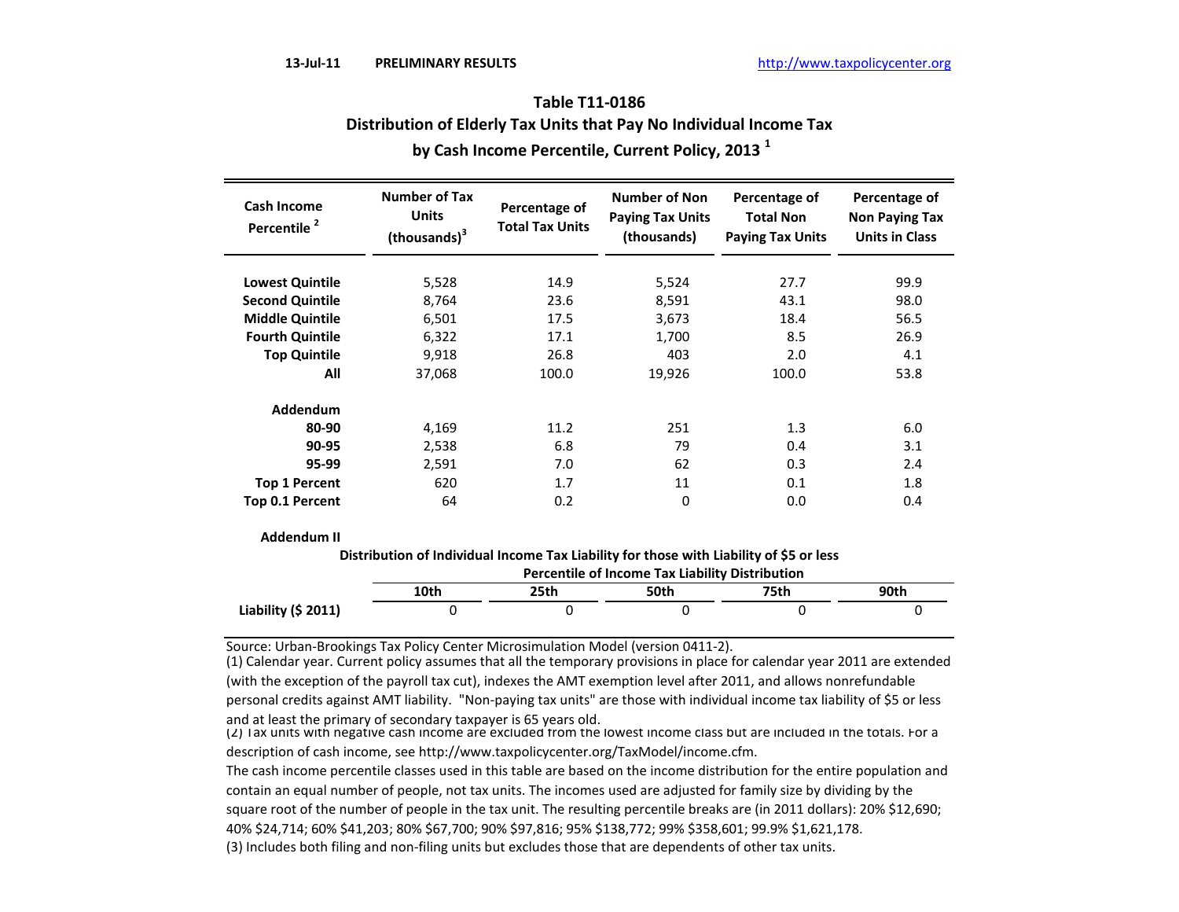13-Jul-11 PRELIMINARY RESULTS http://www.taxpolicycenter.org

## Table T11-0186
## Distribution of Elderly Tax Units that Pay No Individual Income Tax by Cash Income Percentile, Current Policy, 2013 [1]

| Cash Income Percentile [2] | Number of Tax Units (thousands)[3] | Percentage of Total Tax Units | Number of Non Paying Tax Units (thousands) | Percentage of Total Non Paying Tax Units | Percentage of Non Paying Tax Units in Class |
|---|---|---|---|---|---|
| **Lowest Quintile** | 5,528 | 14.9 | 5,524 | 27.7 | 99.9 |
| **Second Quintile** | 8,764 | 23.6 | 8,591 | 43.1 | 98.0 |
| **Middle Quintile** | 6,501 | 17.5 | 3,673 | 18.4 | 56.5 |
| **Fourth Quintile** | 6,322 | 17.1 | 1,700 | 8.5 | 26.9 |
| **Top Quintile** | 9,918 | 26.8 | 403 | 2.0 | 4.1 |
| **All** | 37,068 | 100.0 | 19,926 | 100.0 | 53.8 |
| **Addendum** | | | | | |
| **80-90** | 4,169 | 11.2 | 251 | 1.3 | 6.0 |
| **90-95** | 2,538 | 6.8 | 79 | 0.4 | 3.1 |
| **95-99** | 2,591 | 7.0 | 62 | 0.3 | 2.4 |
| **Top 1 Percent** | 620 | 1.7 | 11 | 0.1 | 1.8 |
| **Top 0.1 Percent** | 64 | 0.2 | 0 | 0.0 | 0.4 |

**Addendum II**

**Distribution of Individual Income Tax Liability for those with Liability of $5 or less**

| | Percentile of Income Tax Liability Distribution | | | | |
|---|---|---|---|---|---|
| | **10th** | **25th** | **50th** | **75th** | **90th** |
| **Liability ($ 2011)** | 0 | 0 | 0 | 0 | 0 |

Source: Urban-Brookings Tax Policy Center Microsimulation Model (version 0411-2).

(1) Calendar year. Current policy assumes that all the temporary provisions in place for calendar year 2011 are extended (with the exception of the payroll tax cut), indexes the AMT exemption level after 2011, and allows nonrefundable personal credits against AMT liability. "Non-paying tax units" are those with individual income tax liability of $5 or less and at least the primary of secondary taxpayer is 65 years old.

(2) Tax units with negative cash income are excluded from the lowest income class but are included in the totals. For a description of cash income, see http://www.taxpolicycenter.org/TaxModel/income.cfm.

The cash income percentile classes used in this table are based on the income distribution for the entire population and contain an equal number of people, not tax units. The incomes used are adjusted for family size by dividing by the square root of the number of people in the tax unit. The resulting percentile breaks are (in 2011 dollars): 20% $12,690; 40% $24,714; 60% $41,203; 80% $67,700; 90% $97,816; 95% $138,772; 99% $358,601; 99.9% $1,621,178.

(3) Includes both filing and non-filing units but excludes those that are dependents of other tax units.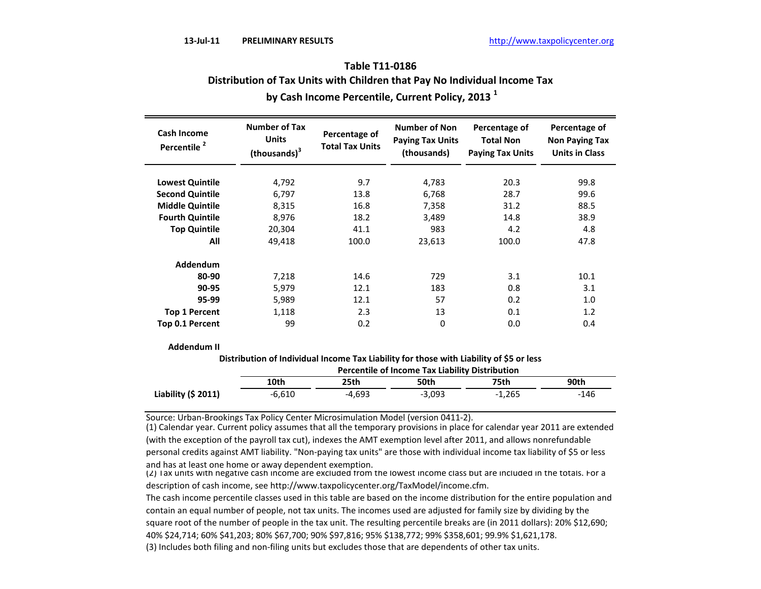13-Jul-11 PRELIMINARY RESULTS http://www.taxpolicycenter.org

## Table T11-0186
## Distribution of Tax Units with Children that Pay No Individual Income Tax by Cash Income Percentile, Current Policy, 2013 [1]

| Cash Income Percentile [2] | Number of Tax Units (thousands)[3] | Percentage of Total Tax Units | Number of Non Paying Tax Units (thousands) | Percentage of Total Non Paying Tax Units | Percentage of Non Paying Tax Units in Class |
|---|---|---|---|---|---|
| **Lowest Quintile** | 4,792 | 9.7 | 4,783 | 20.3 | 99.8 |
| **Second Quintile** | 6,797 | 13.8 | 6,768 | 28.7 | 99.6 |
| **Middle Quintile** | 8,315 | 16.8 | 7,358 | 31.2 | 88.5 |
| **Fourth Quintile** | 8,976 | 18.2 | 3,489 | 14.8 | 38.9 |
| **Top Quintile** | 20,304 | 41.1 | 983 | 4.2 | 4.8 |
| **All** | 49,418 | 100.0 | 23,613 | 100.0 | 47.8 |
| **Addendum** | | | | | |
| **80-90** | 7,218 | 14.6 | 729 | 3.1 | 10.1 |
| **90-95** | 5,979 | 12.1 | 183 | 0.8 | 3.1 |
| **95-99** | 5,989 | 12.1 | 57 | 0.2 | 1.0 |
| **Top 1 Percent** | 1,118 | 2.3 | 13 | 0.1 | 1.2 |
| **Top 0.1 Percent** | 99 | 0.2 | 0 | 0.0 | 0.4 |

**Addendum II**

**Distribution of Individual Income Tax Liability for those with Liability of $5 or less**

| | Percentile of Income Tax Liability Distribution | | | | |
|---|---|---|---|---|---|
| | **10th** | **25th** | **50th** | **75th** | **90th** |
| **Liability ($ 2011)** | -6,610 | -4,693 | -3,093 | -1,265 | -146 |

Source: Urban-Brookings Tax Policy Center Microsimulation Model (version 0411-2).

(1) Calendar year. Current policy assumes that all the temporary provisions in place for calendar year 2011 are extended (with the exception of the payroll tax cut), indexes the AMT exemption level after 2011, and allows nonrefundable personal credits against AMT liability. "Non-paying tax units" are those with individual income tax liability of $5 or less and has at least one home or away dependent exemption.

(2) Tax units with negative cash income are excluded from the lowest income class but are included in the totals. For a description of cash income, see http://www.taxpolicycenter.org/TaxModel/income.cfm.

The cash income percentile classes used in this table are based on the income distribution for the entire population and contain an equal number of people, not tax units. The incomes used are adjusted for family size by dividing by the square root of the number of people in the tax unit. The resulting percentile breaks are (in 2011 dollars): 20% $12,690; 40% $24,714; 60% $41,203; 80% $67,700; 90% $97,816; 95% $138,772; 99% $358,601; 99.9% $1,621,178.

(3) Includes both filing and non-filing units but excludes those that are dependents of other tax units.